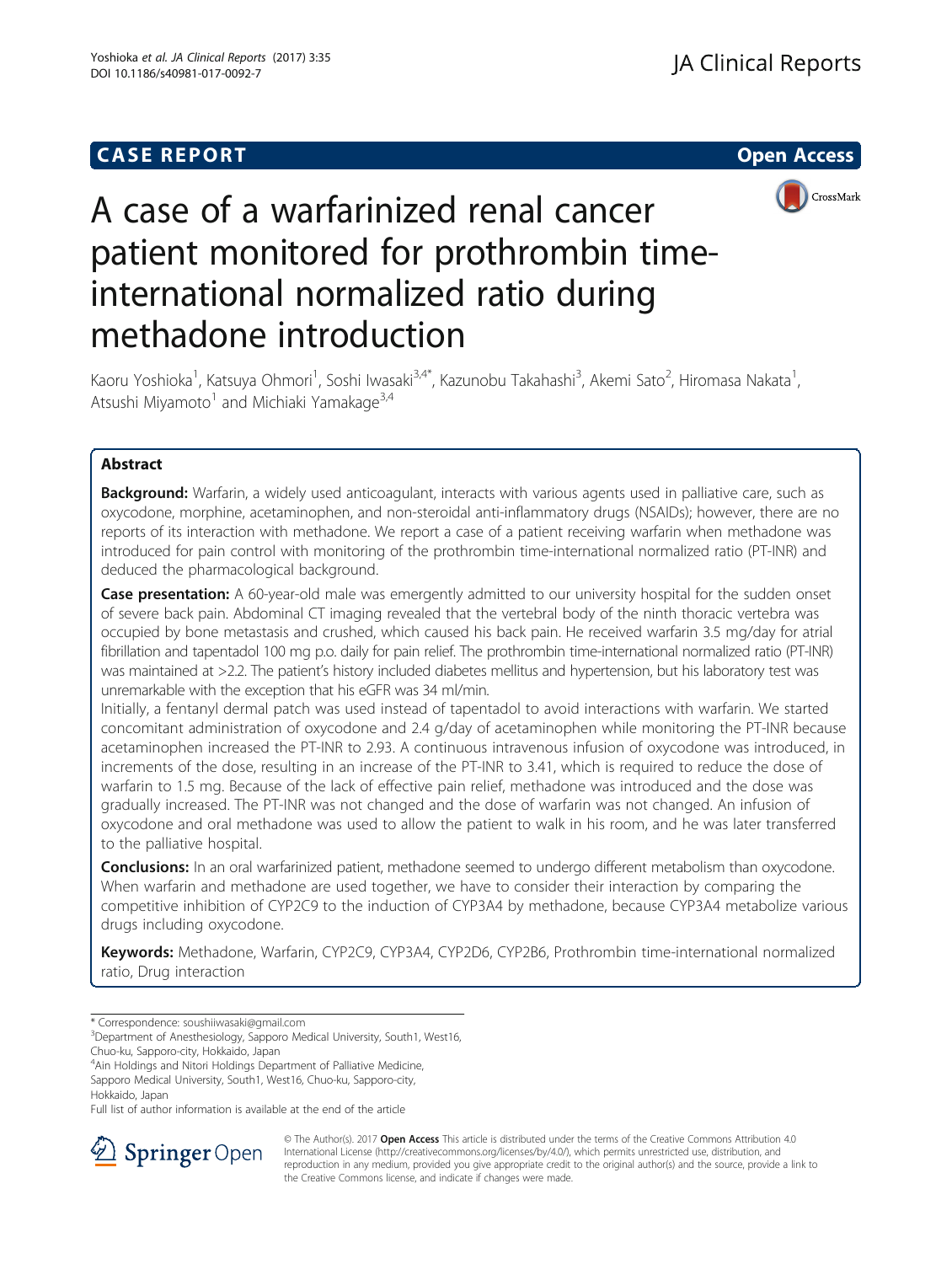CASE REPORT

Open Access

# A case of a warfarinized renal cancer patient monitored for prothrombin time-international normalized ratio during methadone introduction

Kaoru Yoshioka[1], Katsuya Ohmori[1], Soshi Iwasaki[3,4*], Kazunobu Takahashi[3], Akemi Sato[2], Hiromasa Nakata[1], Atsushi Miyamoto[1] and Michiaki Yamakage[3,4]

## Abstract

**Background:** Warfarin, a widely used anticoagulant, interacts with various agents used in palliative care, such as oxycodone, morphine, acetaminophen, and non-steroidal anti-inflammatory drugs (NSAIDs); however, there are no reports of its interaction with methadone. We report a case of a patient receiving warfarin when methadone was introduced for pain control with monitoring of the prothrombin time-international normalized ratio (PT-INR) and deduced the pharmacological background.

**Case presentation:** A 60-year-old male was emergently admitted to our university hospital for the sudden onset of severe back pain. Abdominal CT imaging revealed that the vertebral body of the ninth thoracic vertebra was occupied by bone metastasis and crushed, which caused his back pain. He received warfarin 3.5 mg/day for atrial fibrillation and tapentadol 100 mg p.o. daily for pain relief. The prothrombin time-international normalized ratio (PT-INR) was maintained at >2.2. The patient's history included diabetes mellitus and hypertension, but his laboratory test was unremarkable with the exception that his eGFR was 34 ml/min.

Initially, a fentanyl dermal patch was used instead of tapentadol to avoid interactions with warfarin. We started concomitant administration of oxycodone and 2.4 g/day of acetaminophen while monitoring the PT-INR because acetaminophen increased the PT-INR to 2.93. A continuous intravenous infusion of oxycodone was introduced, in increments of the dose, resulting in an increase of the PT-INR to 3.41, which is required to reduce the dose of warfarin to 1.5 mg. Because of the lack of effective pain relief, methadone was introduced and the dose was gradually increased. The PT-INR was not changed and the dose of warfarin was not changed. An infusion of oxycodone and oral methadone was used to allow the patient to walk in his room, and he was later transferred to the palliative hospital.

**Conclusions:** In an oral warfarinized patient, methadone seemed to undergo different metabolism than oxycodone. When warfarin and methadone are used together, we have to consider their interaction by comparing the competitive inhibition of CYP2C9 to the induction of CYP3A4 by methadone, because CYP3A4 metabolize various drugs including oxycodone.

**Keywords:** Methadone, Warfarin, CYP2C9, CYP3A4, CYP2D6, CYP2B6, Prothrombin time-international normalized ratio, Drug interaction

---

\* Correspondence: soushiiwasaki@gmail.com

[3]Department of Anesthesiology, Sapporo Medical University, South1, West16, Chuo-ku, Sapporo-city, Hokkaido, Japan

[4]Ain Holdings and Nitori Holdings Department of Palliative Medicine, Sapporo Medical University, South1, West16, Chuo-ku, Sapporo-city, Hokkaido, Japan

Full list of author information is available at the end of the article

© The Author(s). 2017 **Open Access** This article is distributed under the terms of the Creative Commons Attribution 4.0 International License (http://creativecommons.org/licenses/by/4.0/), which permits unrestricted use, distribution, and reproduction in any medium, provided you give appropriate credit to the original author(s) and the source, provide a link to the Creative Commons license, and indicate if changes were made.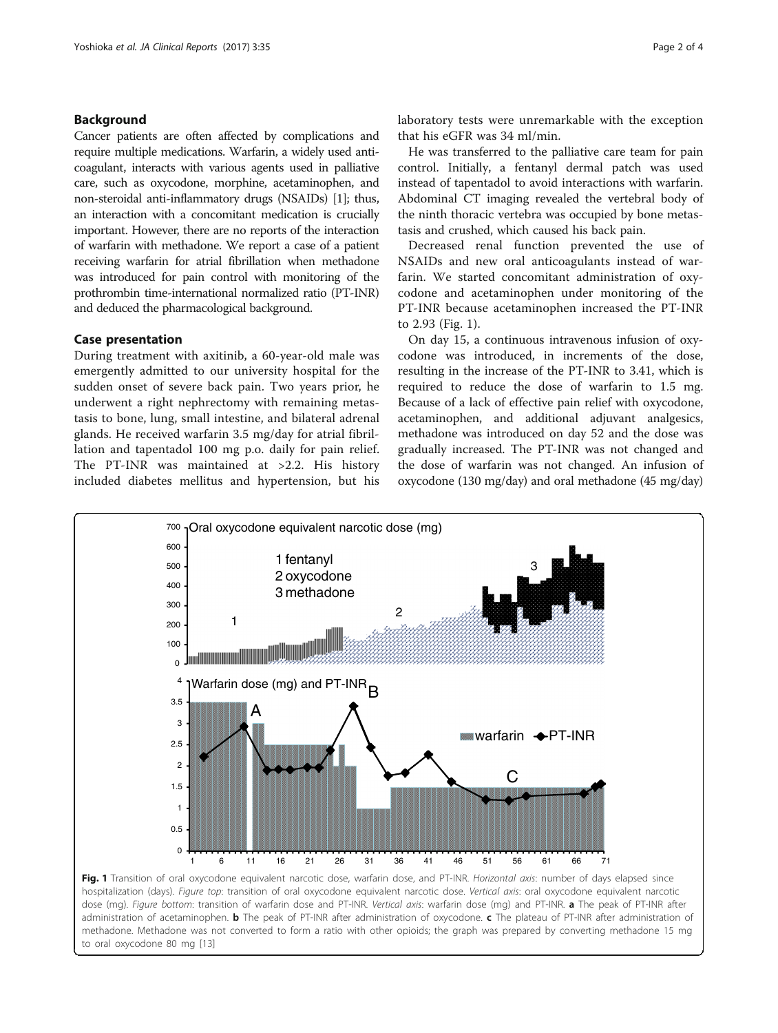## Background

Cancer patients are often affected by complications and require multiple medications. Warfarin, a widely used anticoagulant, interacts with various agents used in palliative care, such as oxycodone, morphine, acetaminophen, and non-steroidal anti-inflammatory drugs (NSAIDs) [1]; thus, an interaction with a concomitant medication is crucially important. However, there are no reports of the interaction of warfarin with methadone. We report a case of a patient receiving warfarin for atrial fibrillation when methadone was introduced for pain control with monitoring of the prothrombin time-international normalized ratio (PT-INR) and deduced the pharmacological background.

## Case presentation

During treatment with axitinib, a 60-year-old male was emergently admitted to our university hospital for the sudden onset of severe back pain. Two years prior, he underwent a right nephrectomy with remaining metastasis to bone, lung, small intestine, and bilateral adrenal glands. He received warfarin 3.5 mg/day for atrial fibrillation and tapentadol 100 mg p.o. daily for pain relief. The PT-INR was maintained at >2.2. His history included diabetes mellitus and hypertension, but his laboratory tests were unremarkable with the exception that his eGFR was 34 ml/min.

He was transferred to the palliative care team for pain control. Initially, a fentanyl dermal patch was used instead of tapentadol to avoid interactions with warfarin. Abdominal CT imaging revealed the vertebral body of the ninth thoracic vertebra was occupied by bone metastasis and crushed, which caused his back pain.

Decreased renal function prevented the use of NSAIDs and new oral anticoagulants instead of warfarin. We started concomitant administration of oxycodone and acetaminophen under monitoring of the PT-INR because acetaminophen increased the PT-INR to 2.93 (Fig. 1).

On day 15, a continuous intravenous infusion of oxycodone was introduced, in increments of the dose, resulting in the increase of the PT-INR to 3.41, which is required to reduce the dose of warfarin to 1.5 mg. Because of a lack of effective pain relief with oxycodone, acetaminophen, and additional adjuvant analgesics, methadone was introduced on day 52 and the dose was gradually increased. The PT-INR was not changed and the dose of warfarin was not changed. An infusion of oxycodone (130 mg/day) and oral methadone (45 mg/day)

**Fig. 1** Transition of oral oxycodone equivalent narcotic dose, warfarin dose, and PT-INR. *Horizontal axis*: number of days elapsed since hospitalization (days). *Figure top*: transition of oral oxycodone equivalent narcotic dose. *Vertical axis*: oral oxycodone equivalent narcotic dose (mg). *Figure bottom*: transition of warfarin dose and PT-INR. *Vertical axis*: warfarin dose (mg) and PT-INR. **a** The peak of PT-INR after administration of acetaminophen. **b** The peak of PT-INR after administration of oxycodone. **c** The plateau of PT-INR after administration of methadone. Methadone was not converted to form a ratio with other opioids; the graph was prepared by converting methadone 15 mg to oral oxycodone 80 mg [13]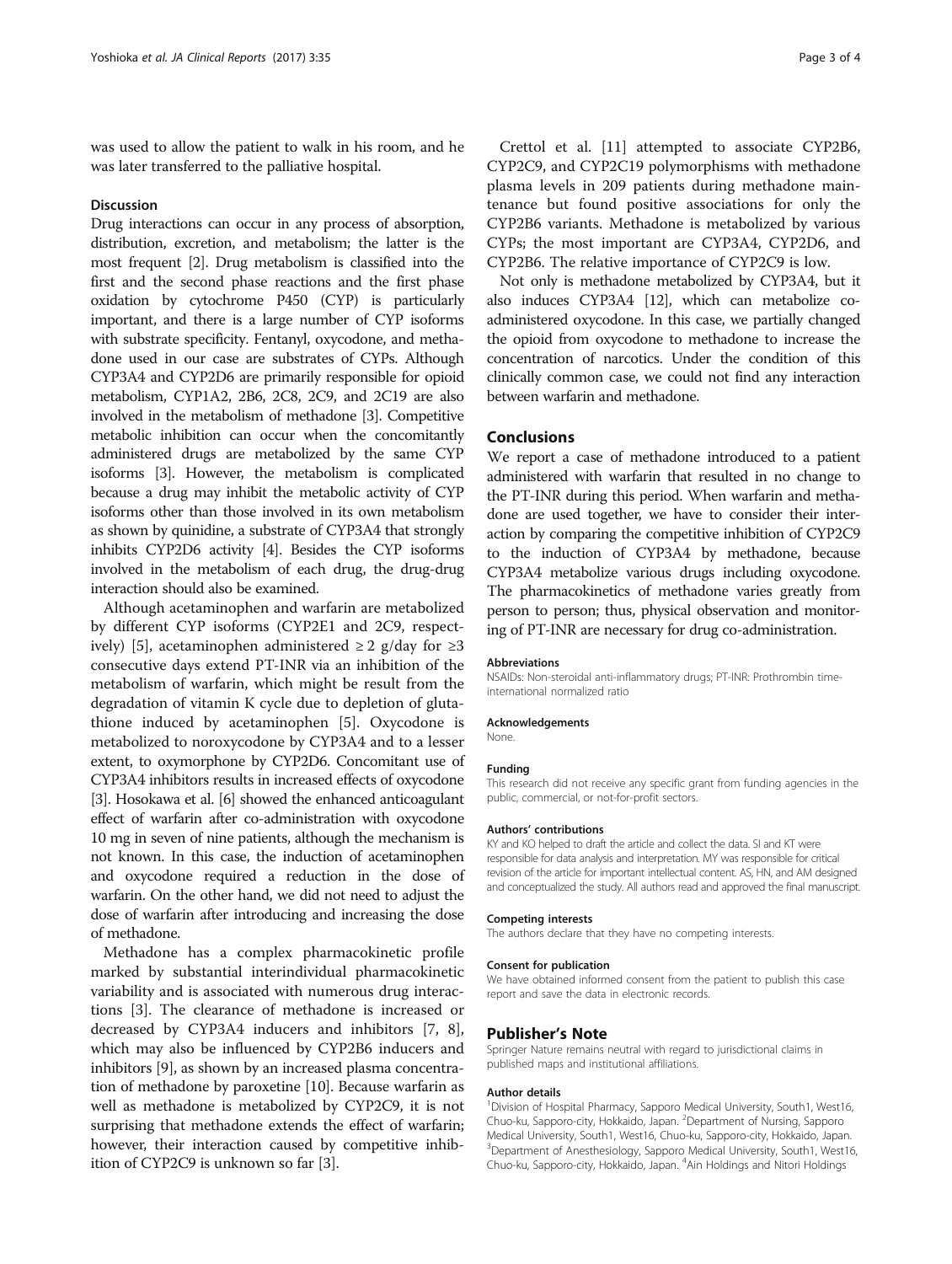was used to allow the patient to walk in his room, and he was later transferred to the palliative hospital.

## Discussion

Drug interactions can occur in any process of absorption, distribution, excretion, and metabolism; the latter is the most frequent [2]. Drug metabolism is classified into the first and the second phase reactions and the first phase oxidation by cytochrome P450 (CYP) is particularly important, and there is a large number of CYP isoforms with substrate specificity. Fentanyl, oxycodone, and methadone used in our case are substrates of CYPs. Although CYP3A4 and CYP2D6 are primarily responsible for opioid metabolism, CYP1A2, 2B6, 2C8, 2C9, and 2C19 are also involved in the metabolism of methadone [3]. Competitive metabolic inhibition can occur when the concomitantly administered drugs are metabolized by the same CYP isoforms [3]. However, the metabolism is complicated because a drug may inhibit the metabolic activity of CYP isoforms other than those involved in its own metabolism as shown by quinidine, a substrate of CYP3A4 that strongly inhibits CYP2D6 activity [4]. Besides the CYP isoforms involved in the metabolism of each drug, the drug-drug interaction should also be examined.

Although acetaminophen and warfarin are metabolized by different CYP isoforms (CYP2E1 and 2C9, respectively) [5], acetaminophen administered ≥ 2 g/day for ≥3 consecutive days extend PT-INR via an inhibition of the metabolism of warfarin, which might be result from the degradation of vitamin K cycle due to depletion of glutathione induced by acetaminophen [5]. Oxycodone is metabolized to noroxycodone by CYP3A4 and to a lesser extent, to oxymorphone by CYP2D6. Concomitant use of CYP3A4 inhibitors results in increased effects of oxycodone [3]. Hosokawa et al. [6] showed the enhanced anticoagulant effect of warfarin after co-administration with oxycodone 10 mg in seven of nine patients, although the mechanism is not known. In this case, the induction of acetaminophen and oxycodone required a reduction in the dose of warfarin. On the other hand, we did not need to adjust the dose of warfarin after introducing and increasing the dose of methadone.

Methadone has a complex pharmacokinetic profile marked by substantial interindividual pharmacokinetic variability and is associated with numerous drug interactions [3]. The clearance of methadone is increased or decreased by CYP3A4 inducers and inhibitors [7, 8], which may also be influenced by CYP2B6 inducers and inhibitors [9], as shown by an increased plasma concentration of methadone by paroxetine [10]. Because warfarin as well as methadone is metabolized by CYP2C9, it is not surprising that methadone extends the effect of warfarin; however, their interaction caused by competitive inhibition of CYP2C9 is unknown so far [3].

Crettol et al. [11] attempted to associate CYP2B6, CYP2C9, and CYP2C19 polymorphisms with methadone plasma levels in 209 patients during methadone maintenance but found positive associations for only the CYP2B6 variants. Methadone is metabolized by various CYPs; the most important are CYP3A4, CYP2D6, and CYP2B6. The relative importance of CYP2C9 is low.

Not only is methadone metabolized by CYP3A4, but it also induces CYP3A4 [12], which can metabolize co-administered oxycodone. In this case, we partially changed the opioid from oxycodone to methadone to increase the concentration of narcotics. Under the condition of this clinically common case, we could not find any interaction between warfarin and methadone.

## Conclusions

We report a case of methadone introduced to a patient administered with warfarin that resulted in no change to the PT-INR during this period. When warfarin and methadone are used together, we have to consider their interaction by comparing the competitive inhibition of CYP2C9 to the induction of CYP3A4 by methadone, because CYP3A4 metabolize various drugs including oxycodone. The pharmacokinetics of methadone varies greatly from person to person; thus, physical observation and monitoring of PT-INR are necessary for drug co-administration.

#### Abbreviations

NSAIDs: Non-steroidal anti-inflammatory drugs; PT-INR: Prothrombin time-international normalized ratio

#### Acknowledgements

None.

#### Funding

This research did not receive any specific grant from funding agencies in the public, commercial, or not-for-profit sectors.

#### Authors' contributions

KY and KO helped to draft the article and collect the data. SI and KT were responsible for data analysis and interpretation. MY was responsible for critical revision of the article for important intellectual content. AS, HN, and AM designed and conceptualized the study. All authors read and approved the final manuscript.

#### Competing interests

The authors declare that they have no competing interests.

#### Consent for publication

We have obtained informed consent from the patient to publish this case report and save the data in electronic records.

## Publisher's Note

Springer Nature remains neutral with regard to jurisdictional claims in published maps and institutional affiliations.

#### Author details

[1]Division of Hospital Pharmacy, Sapporo Medical University, South1, West16, Chuo-ku, Sapporo-city, Hokkaido, Japan. [2]Department of Nursing, Sapporo Medical University, South1, West16, Chuo-ku, Sapporo-city, Hokkaido, Japan. [3]Department of Anesthesiology, Sapporo Medical University, South1, West16, Chuo-ku, Sapporo-city, Hokkaido, Japan. [4]Ain Holdings and Nitori Holdings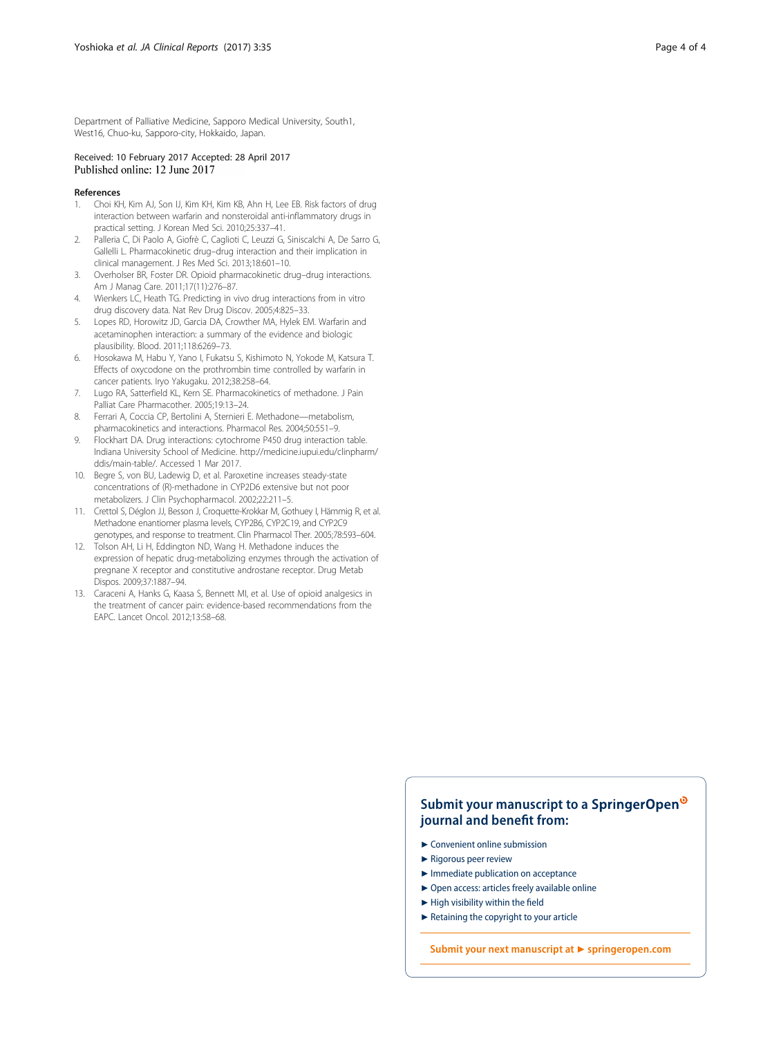Department of Palliative Medicine, Sapporo Medical University, South1, West16, Chuo-ku, Sapporo-city, Hokkaido, Japan.

Received: 10 February 2017 Accepted: 28 April 2017
Published online: 12 June 2017

### References

1. Choi KH, Kim AJ, Son IJ, Kim KH, Kim KB, Ahn H, Lee EB. Risk factors of drug interaction between warfarin and nonsteroidal anti-inflammatory drugs in practical setting. J Korean Med Sci. 2010;25:337–41.
2. Palleria C, Di Paolo A, Giofrè C, Caglioti C, Leuzzi G, Siniscalchi A, De Sarro G, Gallelli L. Pharmacokinetic drug–drug interaction and their implication in clinical management. J Res Med Sci. 2013;18:601–10.
3. Overholser BR, Foster DR. Opioid pharmacokinetic drug–drug interactions. Am J Manag Care. 2011;17(11):276–87.
4. Wienkers LC, Heath TG. Predicting in vivo drug interactions from in vitro drug discovery data. Nat Rev Drug Discov. 2005;4:825–33.
5. Lopes RD, Horowitz JD, Garcia DA, Crowther MA, Hylek EM. Warfarin and acetaminophen interaction: a summary of the evidence and biologic plausibility. Blood. 2011;118:6269–73.
6. Hosokawa M, Habu Y, Yano I, Fukatsu S, Kishimoto N, Yokode M, Katsura T. Effects of oxycodone on the prothrombin time controlled by warfarin in cancer patients. Iryo Yakugaku. 2012;38:258–64.
7. Lugo RA, Satterfield KL, Kern SE. Pharmacokinetics of methadone. J Pain Palliat Care Pharmacother. 2005;19:13–24.
8. Ferrari A, Coccia CP, Bertolini A, Sternieri E. Methadone—metabolism, pharmacokinetics and interactions. Pharmacol Res. 2004;50:551–9.
9. Flockhart DA. Drug interactions: cytochrome P450 drug interaction table. Indiana University School of Medicine. http://medicine.iupui.edu/clinpharm/ddis/main-table/. Accessed 1 Mar 2017.
10. Begre S, von BU, Ladewig D, et al. Paroxetine increases steady-state concentrations of (R)-methadone in CYP2D6 extensive but not poor metabolizers. J Clin Psychopharmacol. 2002;22:211–5.
11. Crettol S, Déglon JJ, Besson J, Croquette-Krokkar M, Gothuey I, Hämmig R, et al. Methadone enantiomer plasma levels, CYP2B6, CYP2C19, and CYP2C9 genotypes, and response to treatment. Clin Pharmacol Ther. 2005;78:593–604.
12. Tolson AH, Li H, Eddington ND, Wang H. Methadone induces the expression of hepatic drug-metabolizing enzymes through the activation of pregnane X receptor and constitutive androstane receptor. Drug Metab Dispos. 2009;37:1887–94.
13. Caraceni A, Hanks G, Kaasa S, Bennett MI, et al. Use of opioid analgesics in the treatment of cancer pain: evidence-based recommendations from the EAPC. Lancet Oncol. 2012;13:58–68.

**Submit your manuscript to a SpringerOpen journal and benefit from:**

- ► Convenient online submission
- ► Rigorous peer review
- ► Immediate publication on acceptance
- ► Open access: articles freely available online
- ► High visibility within the field
- ► Retaining the copyright to your article

**Submit your next manuscript at ► springeropen.com**